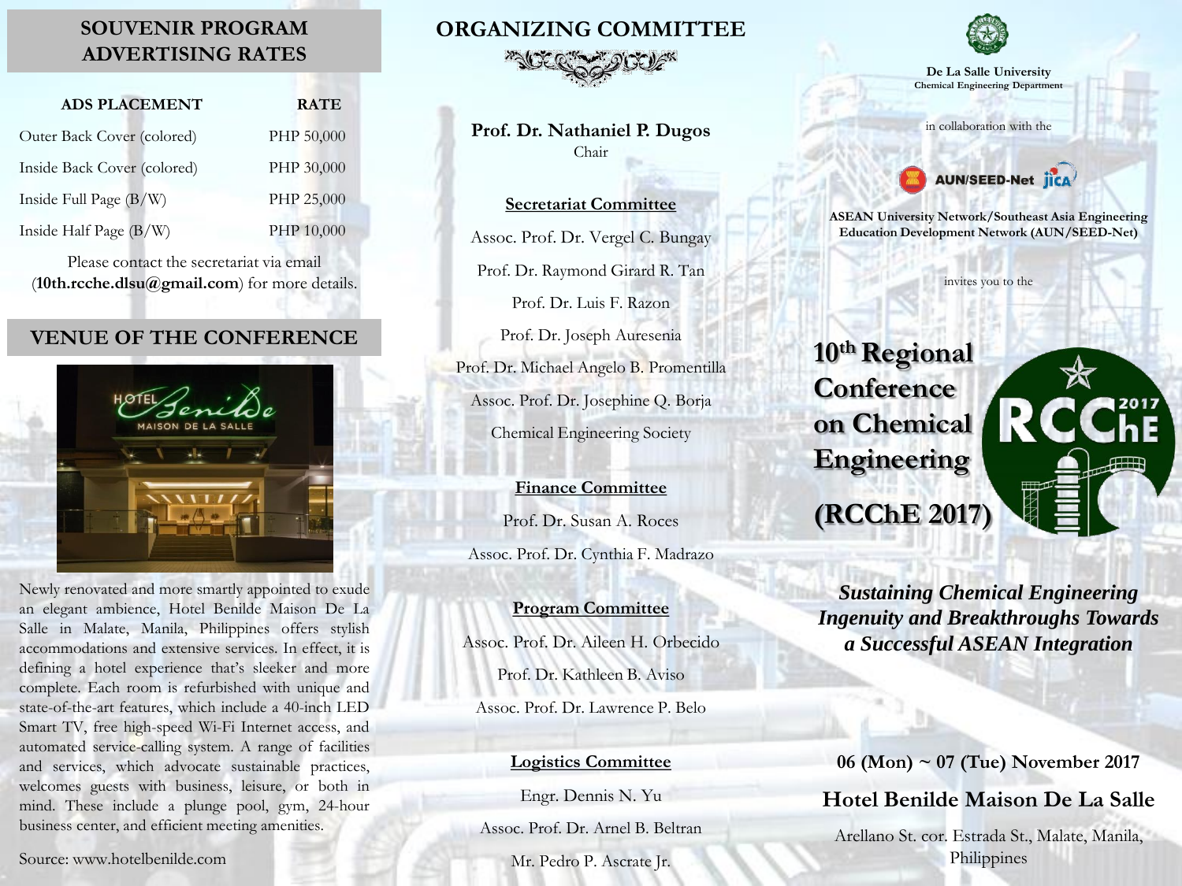## SOUVENIR PROGRAM ADVERTISING RATES

| ADS PLACEMENT | RATE |
| --- | --- |
| Outer Back Cover (colored) | PHP 50,000 |
| Inside Back Cover (colored) | PHP 30,000 |
| Inside Full Page (B/W) | PHP 25,000 |
| Inside Half Page (B/W) | PHP 10,000 |

Please contact the secretariat via email (**10th.rcche.dlsu@gmail.com**) for more details.

## VENUE OF THE CONFERENCE

Newly renovated and more smartly appointed to exude an elegant ambience, Hotel Benilde Maison De La Salle in Malate, Manila, Philippines offers stylish accommodations and extensive services. In effect, it is defining a hotel experience that's sleeker and more complete. Each room is refurbished with unique and state-of-the-art features, which include a 40-inch LED Smart TV, free high-speed Wi-Fi Internet access, and automated service-calling system. A range of facilities and services, which advocate sustainable practices, welcomes guests with business, leisure, or both in mind. These include a plunge pool, gym, 24-hour business center, and efficient meeting amenities.

Source: www.hotelbenilde.com

## ORGANIZING COMMITTEE

**Prof. Dr. Nathaniel P. Dugos**
Chair

**Secretariat Committee**

Assoc. Prof. Dr. Vergel C. Bungay
Prof. Dr. Raymond Girard R. Tan
Prof. Dr. Luis F. Razon
Prof. Dr. Joseph Auresenia
Prof. Dr. Michael Angelo B. Promentilla
Assoc. Prof. Dr. Josephine Q. Borja
Chemical Engineering Society

**Finance Committee**

Prof. Dr. Susan A. Roces
Assoc. Prof. Dr. Cynthia F. Madrazo

**Program Committee**

Assoc. Prof. Dr. Aileen H. Orbecido
Prof. Dr. Kathleen B. Aviso
Assoc. Prof. Dr. Lawrence P. Belo

**Logistics Committee**

Engr. Dennis N. Yu
Assoc. Prof. Dr. Arnel B. Beltran
Mr. Pedro P. Ascrate Jr.

**De La Salle University**
**Chemical Engineering Department**

in collaboration with the

AUN/SEED-Net JICA

**ASEAN University Network/Southeast Asia Engineering Education Development Network (AUN/SEED-Net)**

invites you to the

# 10th Regional Conference on Chemical Engineering (RCChE 2017)

***Sustaining Chemical Engineering Ingenuity and Breakthroughs Towards a Successful ASEAN Integration***

**06 (Mon) ~ 07 (Tue) November 2017**

**Hotel Benilde Maison De La Salle**

Arellano St. cor. Estrada St., Malate, Manila, Philippines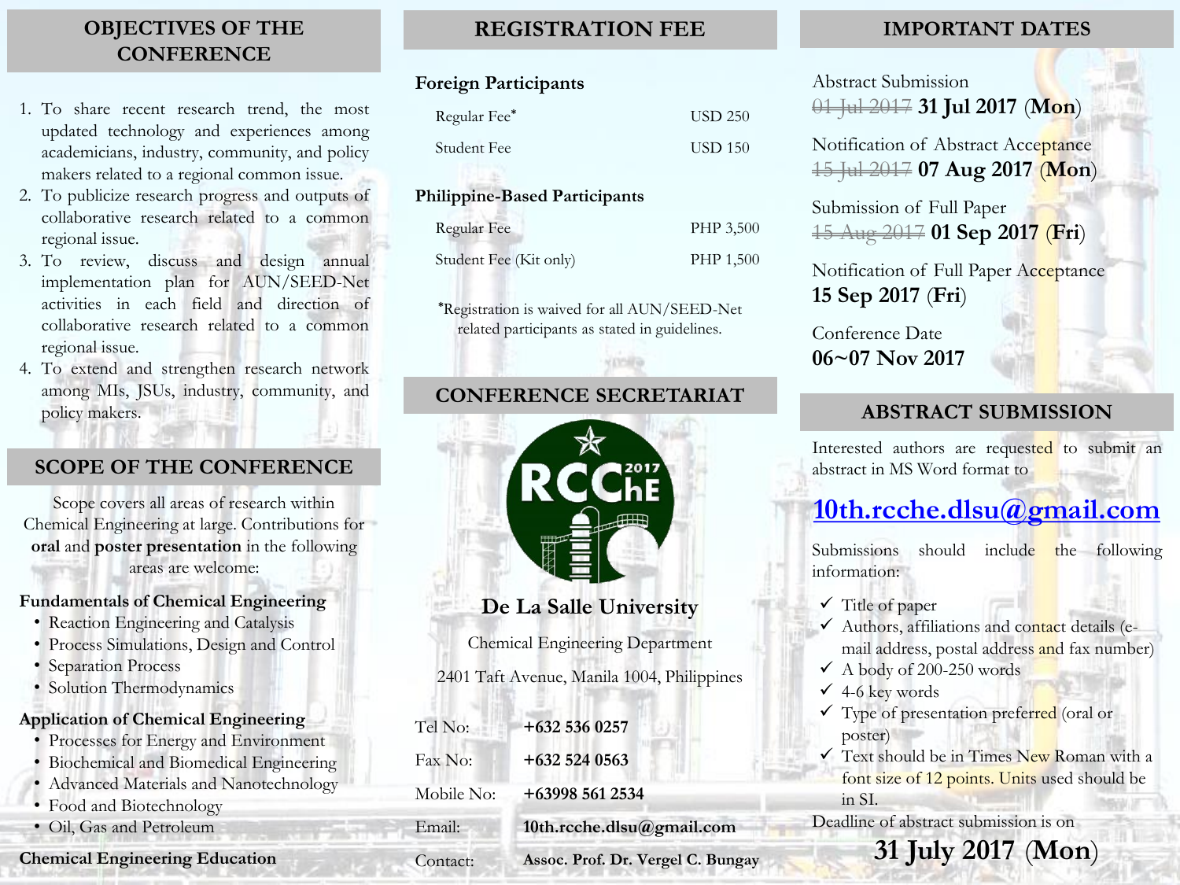## OBJECTIVES OF THE CONFERENCE

1. To share recent research trend, the most updated technology and experiences among academicians, industry, community, and policy makers related to a regional common issue.
2. To publicize research progress and outputs of collaborative research related to a common regional issue.
3. To review, discuss and design annual implementation plan for AUN/SEED-Net activities in each field and direction of collaborative research related to a common regional issue.
4. To extend and strengthen research network among MIs, JSUs, industry, community, and policy makers.

## SCOPE OF THE CONFERENCE

Scope covers all areas of research within Chemical Engineering at large. Contributions for **oral** and **poster presentation** in the following areas are welcome:

**Fundamentals of Chemical Engineering**

- Reaction Engineering and Catalysis
- Process Simulations, Design and Control
- Separation Process
- Solution Thermodynamics

**Application of Chemical Engineering**

- Processes for Energy and Environment
- Biochemical and Biomedical Engineering
- Advanced Materials and Nanotechnology
- Food and Biotechnology
- Oil, Gas and Petroleum

**Chemical Engineering Education**

## REGISTRATION FEE

**Foreign Participants**

| | |
|---|---|
| Regular Fee* | USD 250 |
| Student Fee | USD 150 |

**Philippine-Based Participants**

| | |
|---|---|
| Regular Fee | PHP 3,500 |
| Student Fee (Kit only) | PHP 1,500 |

*Registration is waived for all AUN/SEED-Net related participants as stated in guidelines.

## CONFERENCE SECRETARIAT

RCChE 2017

**De La Salle University**

Chemical Engineering Department

2401 Taft Avenue, Manila 1004, Philippines

| | |
|---|---|
| Tel No: | **+632 536 0257** |
| Fax No: | **+632 524 0563** |
| Mobile No: | **+63998 561 2534** |
| Email: | **10th.rcche.dlsu@gmail.com** |
| Contact: | **Assoc. Prof. Dr. Vergel C. Bungay** |

## IMPORTANT DATES

Abstract Submission
~~01 Jul 2017~~ **31 Jul 2017 (Mon)**

Notification of Abstract Acceptance
~~15 Jul 2017~~ **07 Aug 2017 (Mon)**

Submission of Full Paper
~~15 Aug 2017~~ **01 Sep 2017 (Fri)**

Notification of Full Paper Acceptance
**15 Sep 2017 (Fri)**

Conference Date
**06~07 Nov 2017**

## ABSTRACT SUBMISSION

Interested authors are requested to submit an abstract in MS Word format to

**10th.rcche.dlsu@gmail.com**

Submissions should include the following information:

- ✓ Title of paper
- ✓ Authors, affiliations and contact details (e-mail address, postal address and fax number)
- ✓ A body of 200-250 words
- ✓ 4-6 key words
- ✓ Type of presentation preferred (oral or poster)
- ✓ Text should be in Times New Roman with a font size of 12 points. Units used should be in SI.

Deadline of abstract submission is on

**31 July 2017 (Mon)**